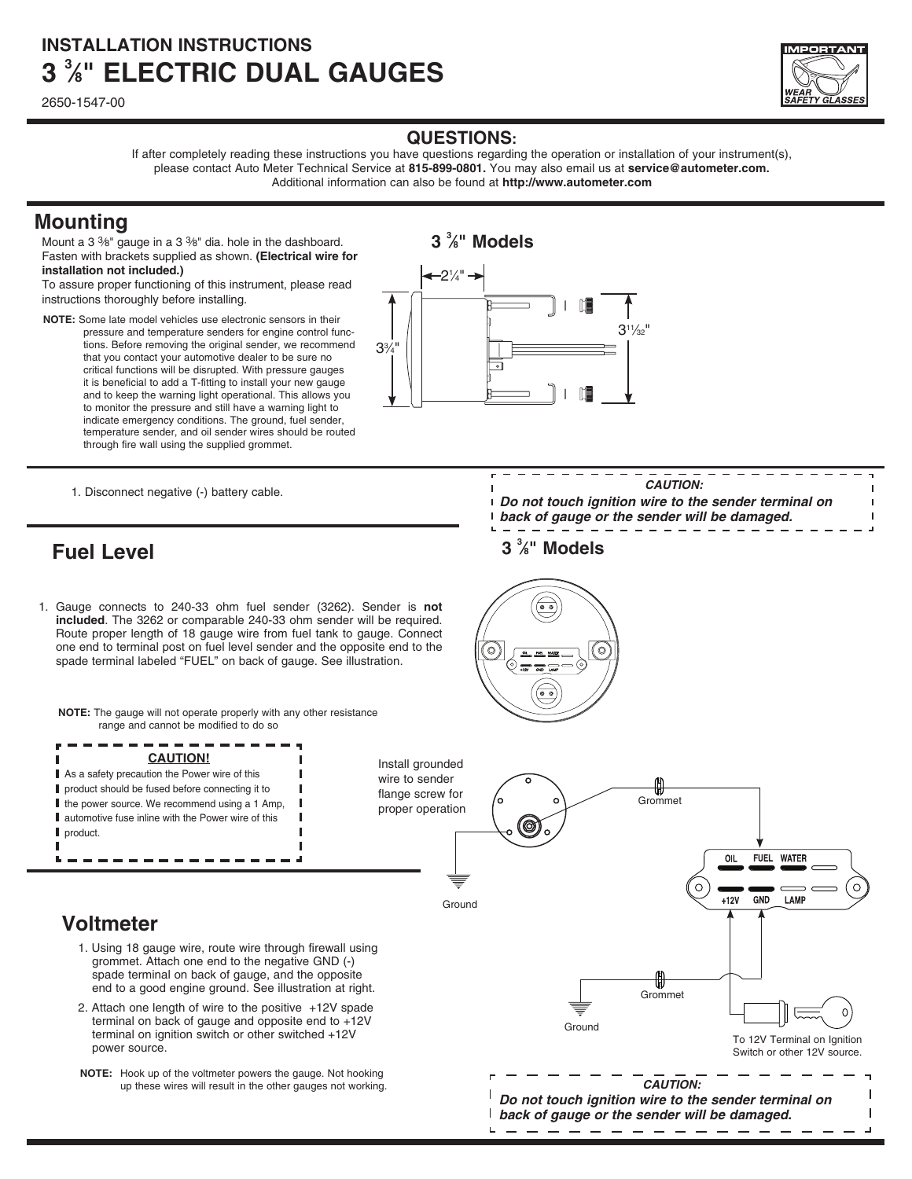# INSTALLATION INSTRUCTIONS
# 3 ⅜" ELECTRIC DUAL GAUGES

2650-1547-00

IMPORTANT
WEAR SAFETY GLASSES

## QUESTIONS:

If after completely reading these instructions you have questions regarding the operation or installation of your instrument(s), please contact Auto Meter Technical Service at **815-899-0801.** You may also email us at **service@autometer.com.** Additional information can also be found at **http://www.autometer.com**

## Mounting

Mount a 3 ⅜" gauge in a 3 ⅜" dia. hole in the dashboard. Fasten with brackets supplied as shown. **(Electrical wire for installation not included.)**

To assure proper functioning of this instrument, please read instructions thoroughly before installing.

**NOTE:** Some late model vehicles use electronic sensors in their pressure and temperature senders for engine control functions. Before removing the original sender, we recommend that you contact your automotive dealer to be sure no critical functions will be disrupted. With pressure gauges it is beneficial to add a T-fitting to install your new gauge and to keep the warning light operational. This allows you to monitor the pressure and still have a warning light to indicate emergency conditions. The ground, fuel sender, temperature sender, and oil sender wires should be routed through fire wall using the supplied grommet.

**3 ⅜" Models**

2¼"

3¾"

3$^{11}/_{32}$"

1. Disconnect negative (-) battery cable.

***CAUTION:***
***Do not touch ignition wire to the sender terminal on back of gauge or the sender will be damaged.***

## Fuel Level

1. Gauge connects to 240-33 ohm fuel sender (3262). Sender is **not included**. The 3262 or comparable 240-33 ohm sender will be required. Route proper length of 18 gauge wire from fuel tank to gauge. Connect one end to terminal post on fuel level sender and the opposite end to the spade terminal labeled "FUEL" on back of gauge. See illustration.

**NOTE:** The gauge will not operate properly with any other resistance range and cannot be modified to do so

**CAUTION!**
As a safety precaution the Power wire of this product should be fused before connecting it to the power source. We recommend using a 1 Amp, automotive fuse inline with the Power wire of this product.

**3 ⅜" Models**

Install grounded wire to sender flange screw for proper operation

Ground

Grommet

OIL FUEL WATER

+12V GND LAMP

Grommet

Ground

To 12V Terminal on Ignition Switch or other 12V source.

## Voltmeter

1. Using 18 gauge wire, route wire through firewall using grommet. Attach one end to the negative GND (-) spade terminal on back of gauge, and the opposite end to a good engine ground. See illustration at right.
2. Attach one length of wire to the positive +12V spade terminal on back of gauge and opposite end to +12V terminal on ignition switch or other switched +12V power source.

**NOTE:** Hook up of the voltmeter powers the gauge. Not hooking up these wires will result in the other gauges not working.

***CAUTION:***
***Do not touch ignition wire to the sender terminal on back of gauge or the sender will be damaged.***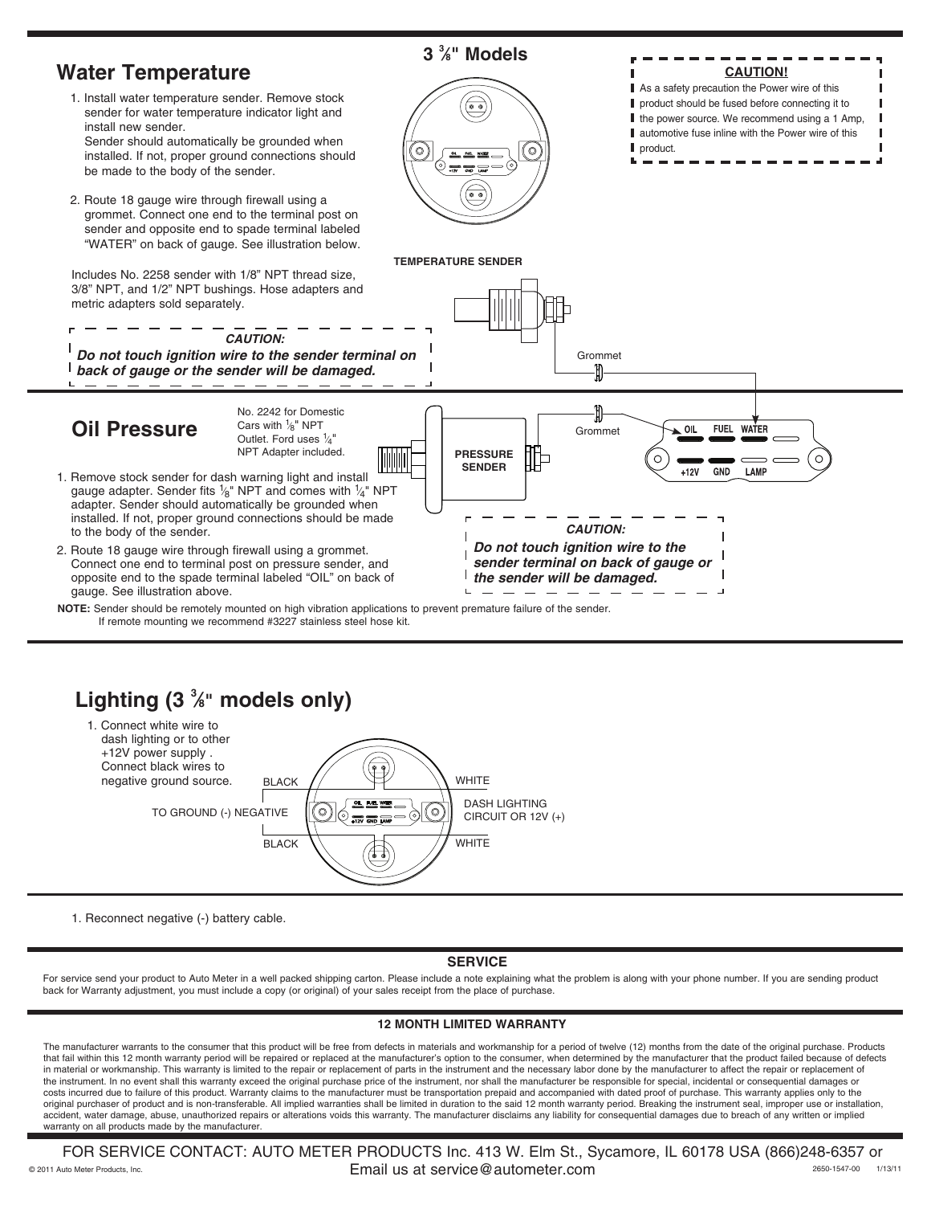## Water Temperature

1. Install water temperature sender. Remove stock sender for water temperature indicator light and install new sender.
   Sender should automatically be grounded when installed. If not, proper ground connections should be made to the body of the sender.

2. Route 18 gauge wire through firewall using a grommet. Connect one end to the terminal post on sender and opposite end to spade terminal labeled "WATER" on back of gauge. See illustration below.

Includes No. 2258 sender with 1/8" NPT thread size, 3/8" NPT, and 1/2" NPT bushings. Hose adapters and metric adapters sold separately.

> ***CAUTION:***
> ***Do not touch ignition wire to the sender terminal on back of gauge or the sender will be damaged.***

**3 ⅜" Models**

> **CAUTION!**
> As a safety precaution the Power wire of this product should be fused before connecting it to the power source. We recommend using a 1 Amp, automotive fuse inline with the Power wire of this product.

OIL FUEL WATER
+12V GND LAMP

TEMPERATURE SENDER

Grommet

## Oil Pressure

No. 2242 for Domestic Cars with ⅛" NPT Outlet. Ford uses ¼" NPT Adapter included.

PRESSURE SENDER

Grommet

OIL FUEL WATER
+12V GND LAMP

1. Remove stock sender for dash warning light and install gauge adapter. Sender fits ⅛" NPT and comes with ¼" NPT adapter. Sender should automatically be grounded when installed. If not, proper ground connections should be made to the body of the sender.
2. Route 18 gauge wire through firewall using a grommet. Connect one end to terminal post on pressure sender, and opposite end to the spade terminal labeled "OIL" on back of gauge. See illustration above.

> ***CAUTION:***
> ***Do not touch ignition wire to the sender terminal on back of gauge or the sender will be damaged.***

**NOTE:** Sender should be remotely mounted on high vibration applications to prevent premature failure of the sender.
If remote mounting we recommend #3227 stainless steel hose kit.

## Lighting (3 ⅜" models only)

1. Connect white wire to dash lighting or to other +12V power supply . Connect black wires to negative ground source.

BLACK
TO GROUND (-) NEGATIVE
BLACK
WHITE
DASH LIGHTING CIRCUIT OR 12V (+)
WHITE

1. Reconnect negative (-) battery cable.

### SERVICE

For service send your product to Auto Meter in a well packed shipping carton. Please include a note explaining what the problem is along with your phone number. If you are sending product back for Warranty adjustment, you must include a copy (or original) of your sales receipt from the place of purchase.

### 12 MONTH LIMITED WARRANTY

The manufacturer warrants to the consumer that this product will be free from defects in materials and workmanship for a period of twelve (12) months from the date of the original purchase. Products that fail within this 12 month warranty period will be repaired or replaced at the manufacturer's option to the consumer, when determined by the manufacturer that the product failed because of defects in material or workmanship. This warranty is limited to the repair or replacement of parts in the instrument and the necessary labor done by the manufacturer to affect the repair or replacement of the instrument. In no event shall this warranty exceed the original purchase price of the instrument, nor shall the manufacturer be responsible for special, incidental or consequential damages or costs incurred due to failure of this product. Warranty claims to the manufacturer must be transportation prepaid and accompanied with dated proof of purchase. This warranty applies only to the original purchaser of product and is non-transferable. All implied warranties shall be limited in duration to the said 12 month warranty period. Breaking the instrument seal, improper use or installation, accident, water damage, abuse, unauthorized repairs or alterations voids this warranty. The manufacturer disclaims any liability for consequential damages due to breach of any written or implied warranty on all products made by the manufacturer.

FOR SERVICE CONTACT: AUTO METER PRODUCTS Inc. 413 W. Elm St., Sycamore, IL 60178 USA (866)248-6357 or Email us at service@autometer.com

© 2011 Auto Meter Products, Inc. 2650-1547-00 1/13/11